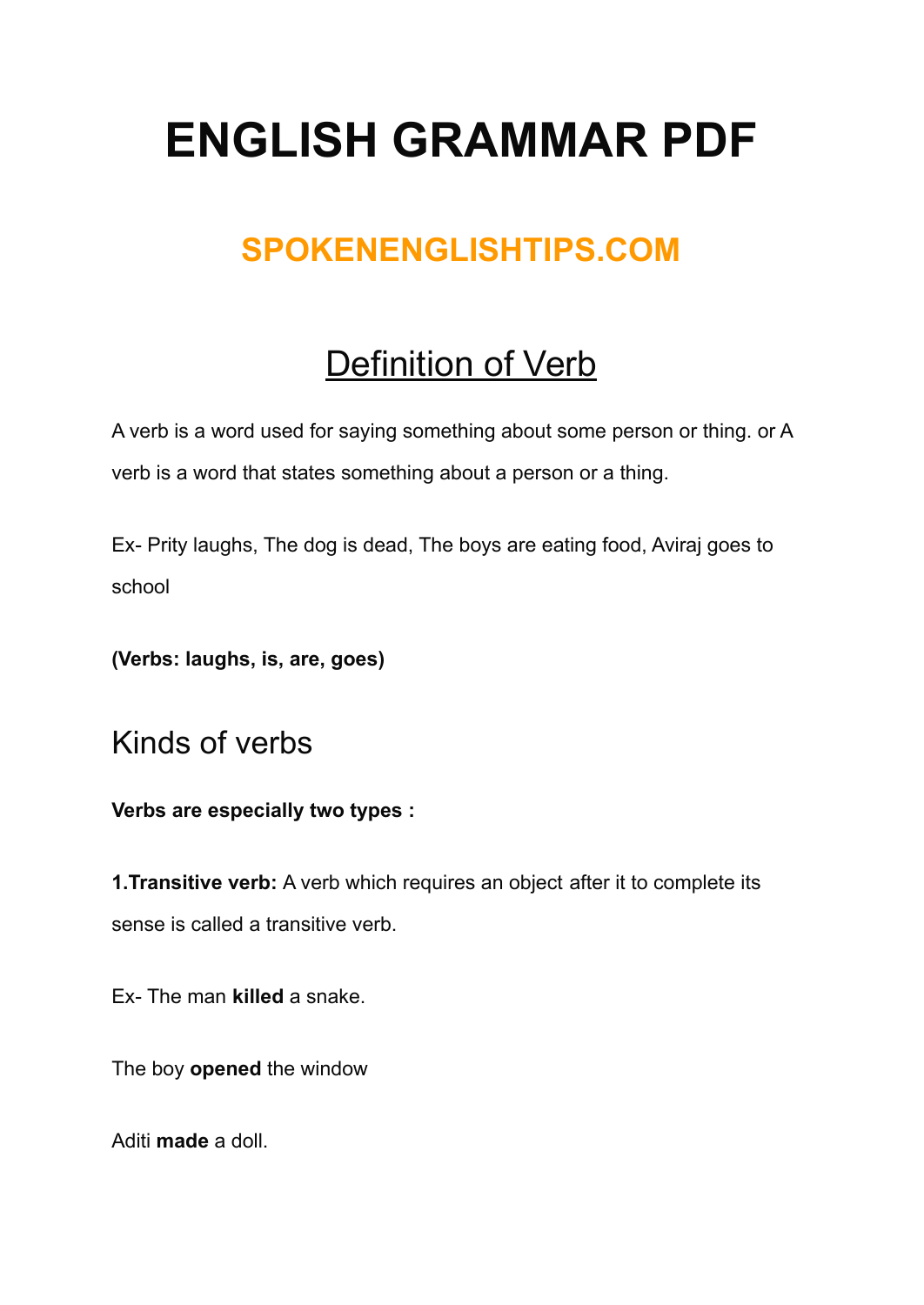# ENGLISH GRAMMAR PDF

## SPOKENENGLISHTIPS.COM

## Definition of Verb

A verb is a word used for saying something about some person or thing. or A verb is a word that states something about a person or a thing.

Ex- Prity laughs, The dog is dead, The boys are eating food, Aviraj goes to school

**(Verbs: laughs, is, are, goes)**

## Kinds of verbs

**Verbs are especially two types :**

**1.Transitive verb:** A verb which requires an object after it to complete its sense is called a transitive verb.

Ex- The man **killed** a snake.

The boy **opened** the window

Aditi **made** a doll.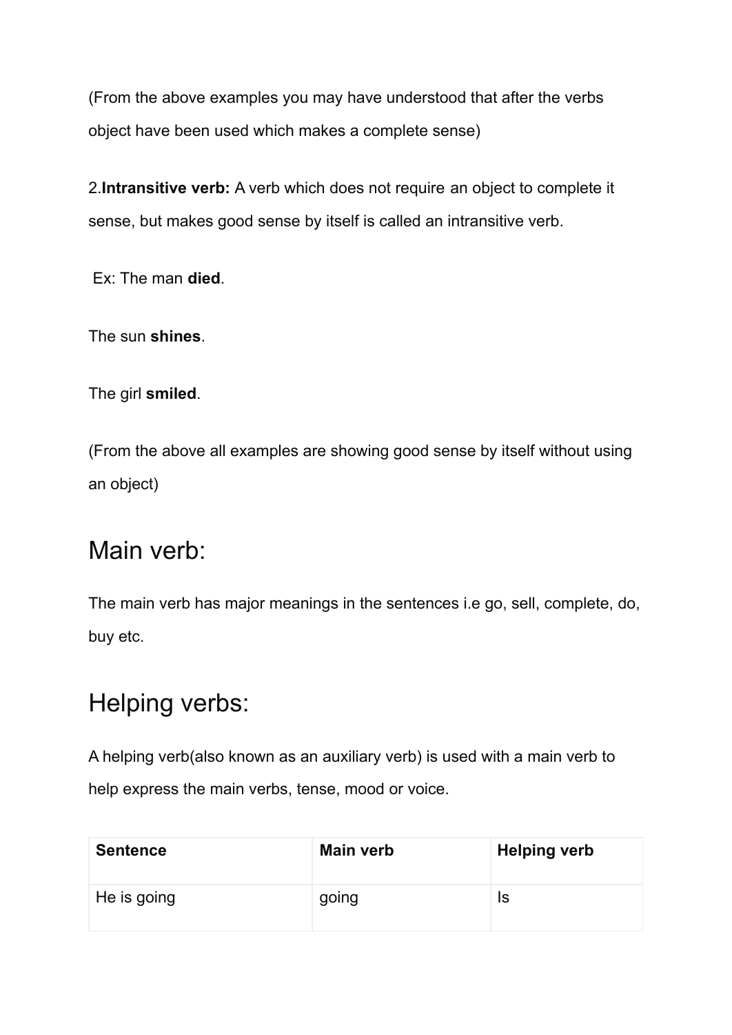(From the above examples you may have understood that after the verbs object have been used which makes a complete sense)

2.**Intransitive verb:** A verb which does not require an object to complete it sense, but makes good sense by itself is called an intransitive verb.

Ex: The man **died**.

The sun **shines**.

The girl **smiled**.

(From the above all examples are showing good sense by itself without using an object)

## Main verb:

The main verb has major meanings in the sentences i.e go, sell, complete, do, buy etc.

## Helping verbs:

A helping verb(also known as an auxiliary verb) is used with a main verb to help express the main verbs, tense, mood or voice.

| **Sentence** | **Main verb** | **Helping verb** |
|---|---|---|
| He is going | going | Is |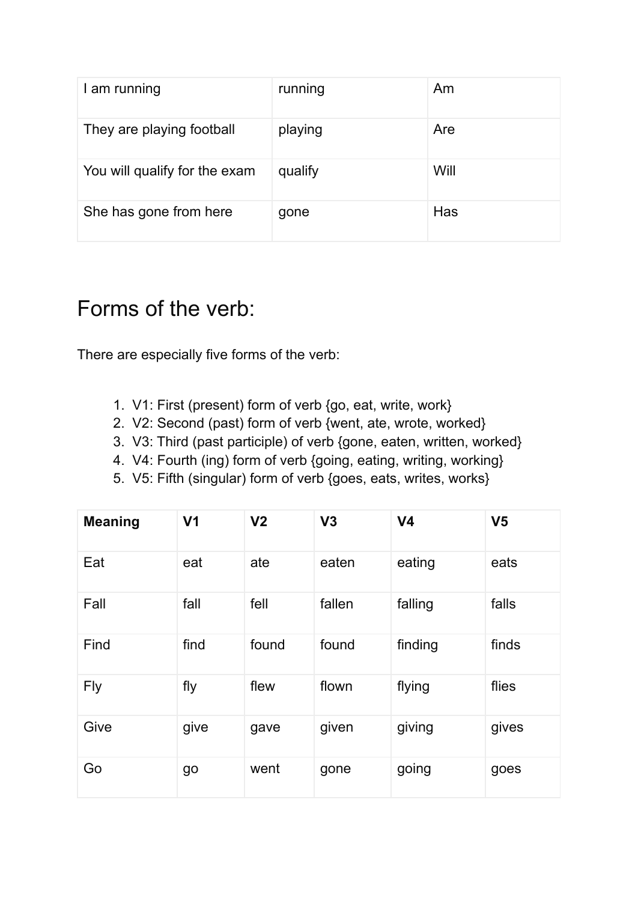| I am running | running | Am |
| --- | --- | --- |
| They are playing football | playing | Are |
| You will qualify for the exam | qualify | Will |
| She has gone from here | gone | Has |

# Forms of the verb:

There are especially five forms of the verb:

1. V1: First (present) form of verb {go, eat, write, work}
2. V2: Second (past) form of verb {went, ate, wrote, worked}
3. V3: Third (past participle) of verb {gone, eaten, written, worked}
4. V4: Fourth (ing) form of verb {going, eating, writing, working}
5. V5: Fifth (singular) form of verb {goes, eats, writes, works}

| **Meaning** | **V1** | **V2** | **V3** | **V4** | **V5** |
| --- | --- | --- | --- | --- | --- |
| Eat | eat | ate | eaten | eating | eats |
| Fall | fall | fell | fallen | falling | falls |
| Find | find | found | found | finding | finds |
| Fly | fly | flew | flown | flying | flies |
| Give | give | gave | given | giving | gives |
| Go | go | went | gone | going | goes |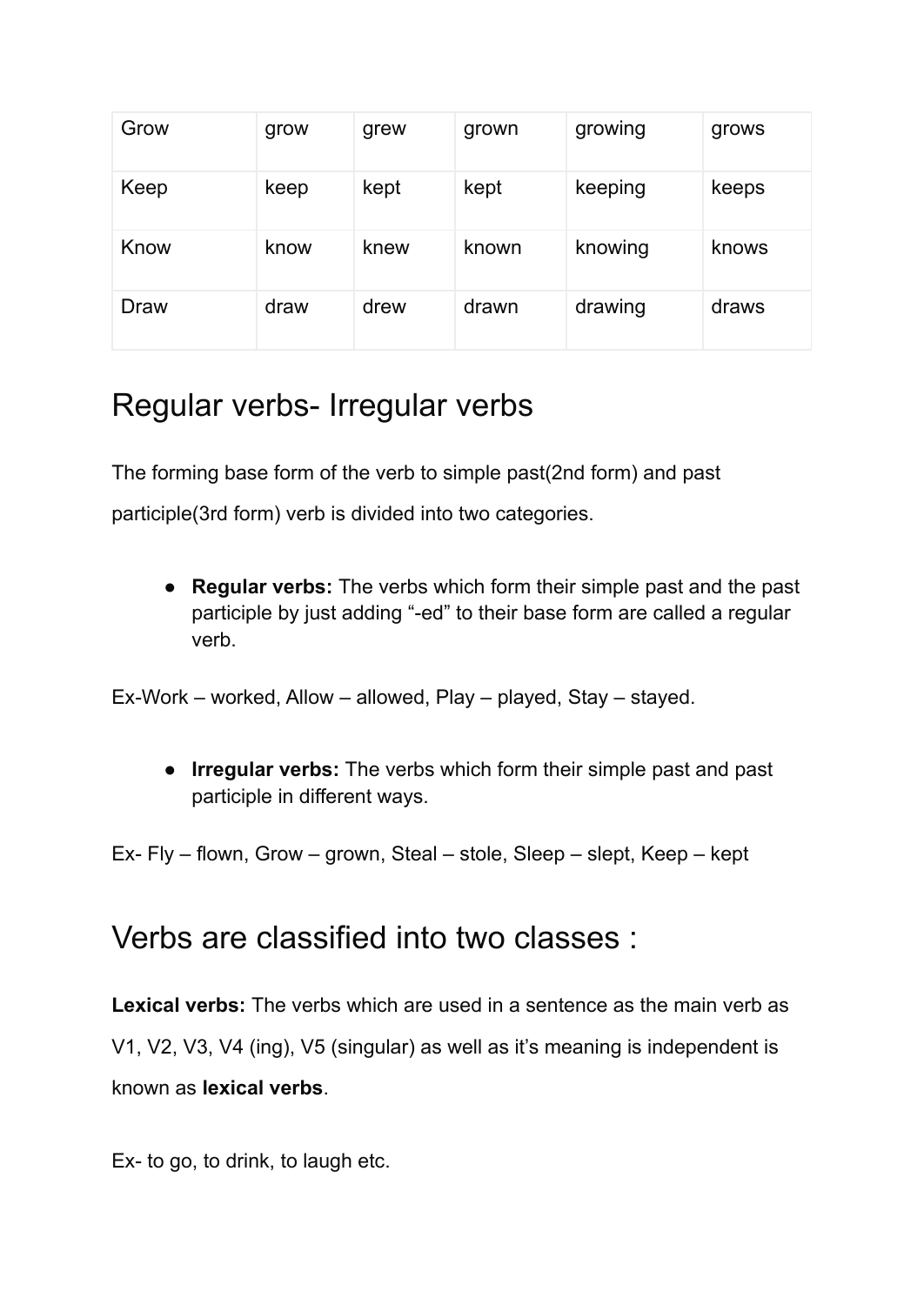| Grow | grow | grew | grown | growing | grows |
|---|---|---|---|---|---|
| Keep | keep | kept | kept | keeping | keeps |
| Know | know | knew | known | knowing | knows |
| Draw | draw | drew | drawn | drawing | draws |

# Regular verbs- Irregular verbs

The forming base form of the verb to simple past(2nd form) and past participle(3rd form) verb is divided into two categories.

- **Regular verbs:** The verbs which form their simple past and the past participle by just adding "-ed" to their base form are called a regular verb.

Ex-Work – worked, Allow – allowed, Play – played, Stay – stayed.

- **Irregular verbs:** The verbs which form their simple past and past participle in different ways.

Ex- Fly – flown, Grow – grown, Steal – stole, Sleep – slept, Keep – kept

# Verbs are classified into two classes :

**Lexical verbs:** The verbs which are used in a sentence as the main verb as V1, V2, V3, V4 (ing), V5 (singular) as well as it's meaning is independent is known as **lexical verbs**.

Ex- to go, to drink, to laugh etc.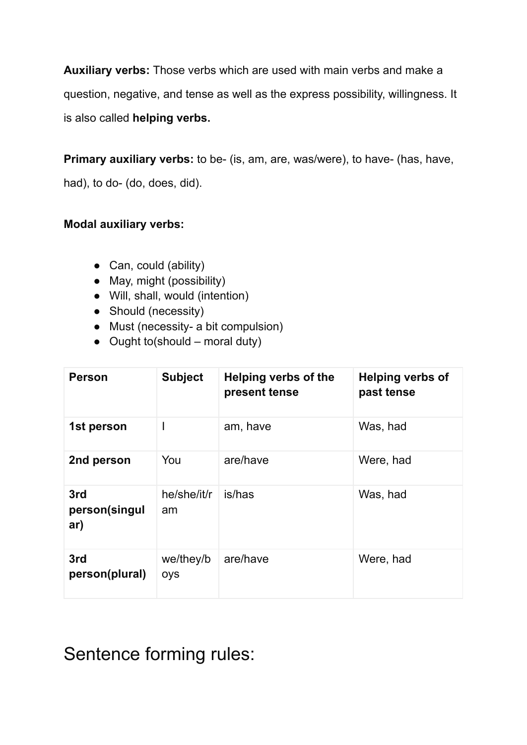**Auxiliary verbs:** Those verbs which are used with main verbs and make a question, negative, and tense as well as the express possibility, willingness. It is also called **helping verbs.**

**Primary auxiliary verbs:** to be- (is, am, are, was/were), to have- (has, have, had), to do- (do, does, did).

**Modal auxiliary verbs:**

- Can, could (ability)
- May, might (possibility)
- Will, shall, would (intention)
- Should (necessity)
- Must (necessity- a bit compulsion)
- Ought to(should – moral duty)

| Person | Subject | Helping verbs of the present tense | Helping verbs of past tense |
|---|---|---|---|
| **1st person** | I | am, have | Was, had |
| **2nd person** | You | are/have | Were, had |
| **3rd person(singular)** | he/she/it/ram | is/has | Was, had |
| **3rd person(plural)** | we/they/boys | are/have | Were, had |

# Sentence forming rules: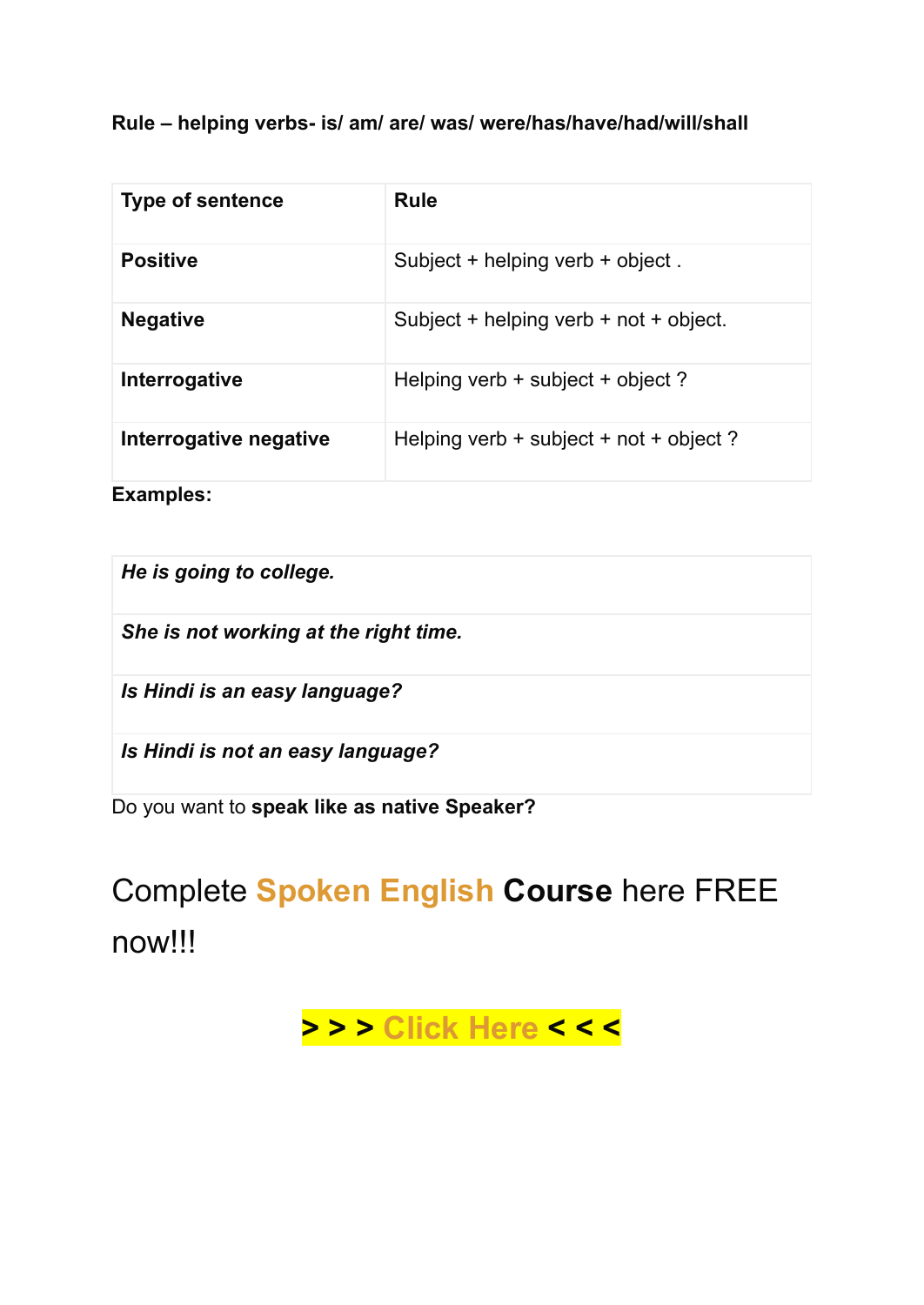**Rule – helping verbs- is/ am/ are/ was/ were/has/have/had/will/shall**

| **Type of sentence** | **Rule** |
|---|---|
| **Positive** | Subject + helping verb + object . |
| **Negative** | Subject + helping verb + not + object. |
| **Interrogative** | Helping verb + subject + object ? |
| **Interrogative negative** | Helping verb + subject + not + object ? |

**Examples:**

| |
|---|
| ***He is going to college.*** |
| ***She is not working at the right time.*** |
| ***Is Hindi is an easy language?*** |
| ***Is Hindi is not an easy language?*** |

Do you want to **speak like as native Speaker?**

## Complete Spoken English **Course** here FREE now!!!

**> > > Click Here < < <**